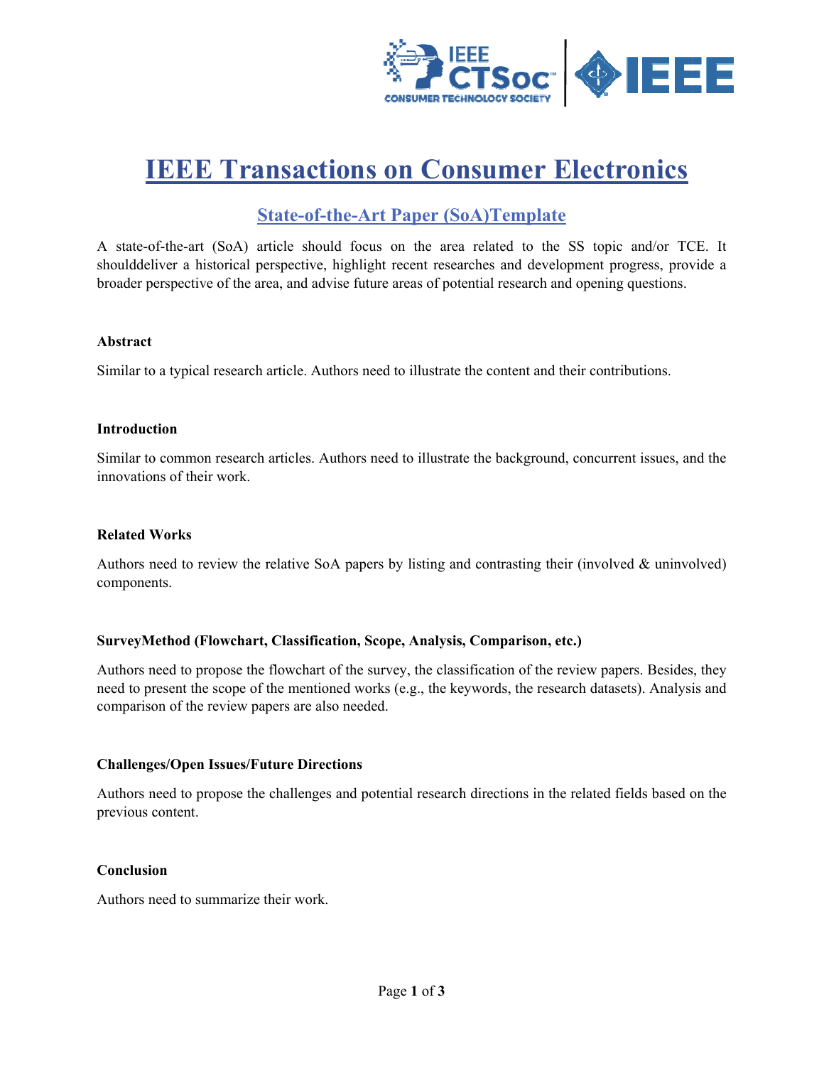# IEEE Transactions on Consumer Electronics

## State-of-the-Art Paper (SoA)Template

A state-of-the-art (SoA) article should focus on the area related to the SS topic and/or TCE. It shoulddeliver a historical perspective, highlight recent researches and development progress, provide a broader perspective of the area, and advise future areas of potential research and opening questions.

**Abstract**

Similar to a typical research article. Authors need to illustrate the content and their contributions.

**Introduction**

Similar to common research articles. Authors need to illustrate the background, concurrent issues, and the innovations of their work.

**Related Works**

Authors need to review the relative SoA papers by listing and contrasting their (involved & uninvolved) components.

**SurveyMethod (Flowchart, Classification, Scope, Analysis, Comparison, etc.)**

Authors need to propose the flowchart of the survey, the classification of the review papers. Besides, they need to present the scope of the mentioned works (e.g., the keywords, the research datasets). Analysis and comparison of the review papers are also needed.

**Challenges/Open Issues/Future Directions**

Authors need to propose the challenges and potential research directions in the related fields based on the previous content.

**Conclusion**

Authors need to summarize their work.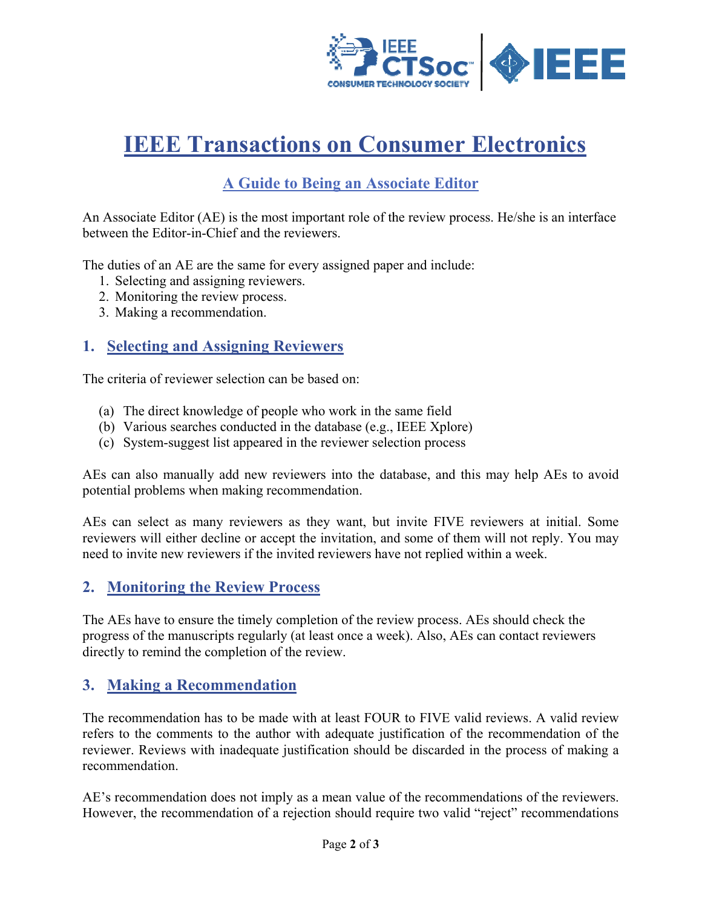# IEEE Transactions on Consumer Electronics

## A Guide to Being an Associate Editor

An Associate Editor (AE) is the most important role of the review process. He/she is an interface between the Editor-in-Chief and the reviewers.

The duties of an AE are the same for every assigned paper and include:

1. Selecting and assigning reviewers.
2. Monitoring the review process.
3. Making a recommendation.

## 1. Selecting and Assigning Reviewers

The criteria of reviewer selection can be based on:

(a) The direct knowledge of people who work in the same field
(b) Various searches conducted in the database (e.g., IEEE Xplore)
(c) System-suggest list appeared in the reviewer selection process

AEs can also manually add new reviewers into the database, and this may help AEs to avoid potential problems when making recommendation.

AEs can select as many reviewers as they want, but invite FIVE reviewers at initial. Some reviewers will either decline or accept the invitation, and some of them will not reply. You may need to invite new reviewers if the invited reviewers have not replied within a week.

## 2. Monitoring the Review Process

The AEs have to ensure the timely completion of the review process. AEs should check the progress of the manuscripts regularly (at least once a week). Also, AEs can contact reviewers directly to remind the completion of the review.

## 3. Making a Recommendation

The recommendation has to be made with at least FOUR to FIVE valid reviews. A valid review refers to the comments to the author with adequate justification of the recommendation of the reviewer. Reviews with inadequate justification should be discarded in the process of making a recommendation.

AE's recommendation does not imply as a mean value of the recommendations of the reviewers. However, the recommendation of a rejection should require two valid "reject" recommendations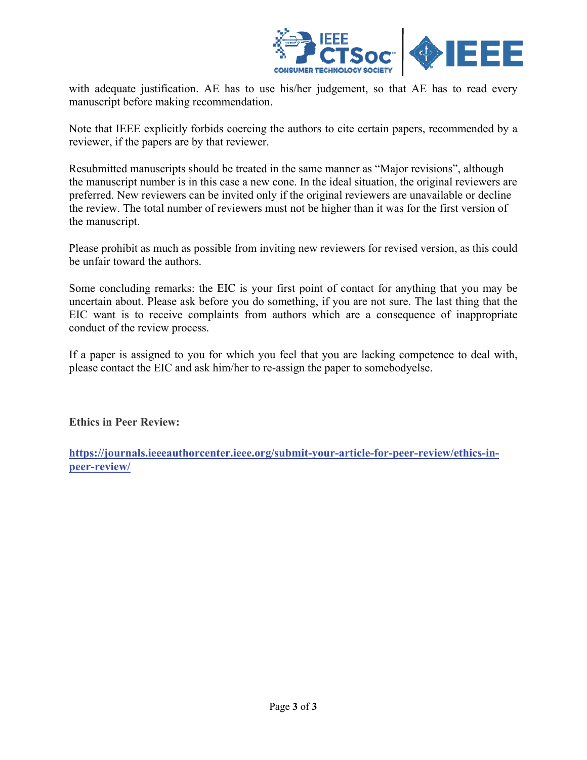with adequate justification. AE has to use his/her judgement, so that AE has to read every manuscript before making recommendation.

Note that IEEE explicitly forbids coercing the authors to cite certain papers, recommended by a reviewer, if the papers are by that reviewer.

Resubmitted manuscripts should be treated in the same manner as "Major revisions", although the manuscript number is in this case a new cone. In the ideal situation, the original reviewers are preferred. New reviewers can be invited only if the original reviewers are unavailable or decline the review. The total number of reviewers must not be higher than it was for the first version of the manuscript.

Please prohibit as much as possible from inviting new reviewers for revised version, as this could be unfair toward the authors.

Some concluding remarks: the EIC is your first point of contact for anything that you may be uncertain about. Please ask before you do something, if you are not sure. The last thing that the EIC want is to receive complaints from authors which are a consequence of inappropriate conduct of the review process.

If a paper is assigned to you for which you feel that you are lacking competence to deal with, please contact the EIC and ask him/her to re-assign the paper to somebodyelse.

**Ethics in Peer Review:**

**https://journals.ieeeauthorcenter.ieee.org/submit-your-article-for-peer-review/ethics-in-peer-review/**